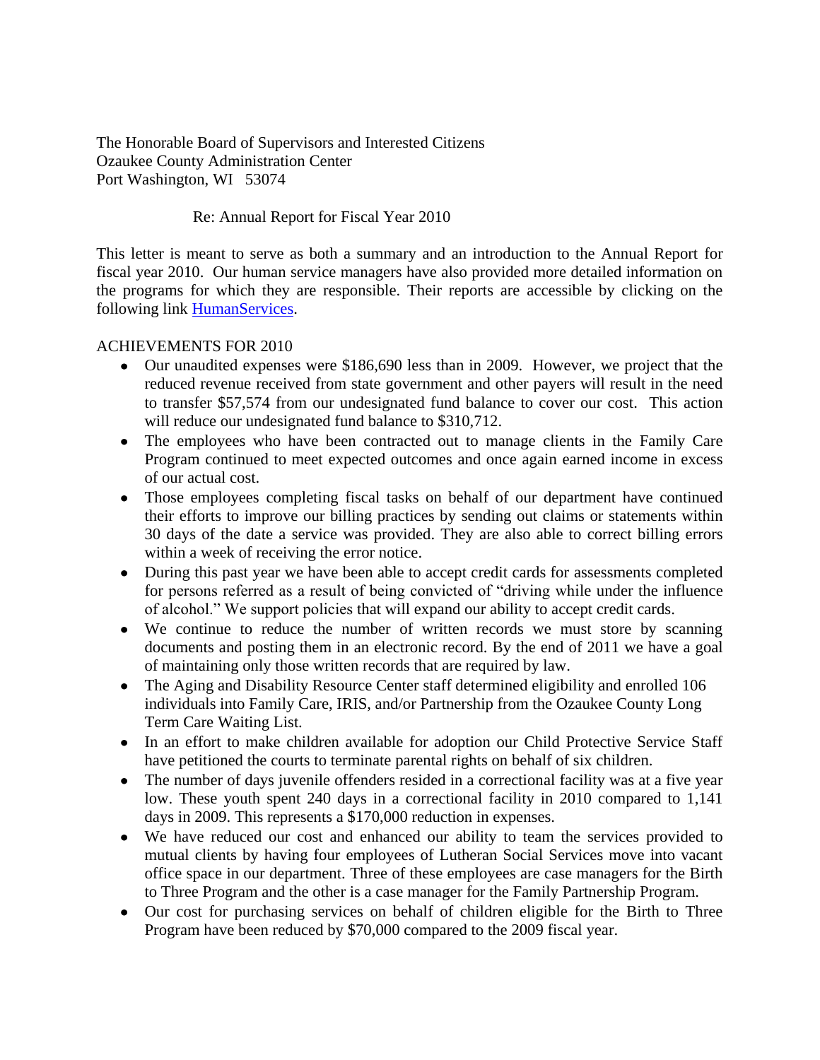The Honorable Board of Supervisors and Interested Citizens
Ozaukee County Administration Center
Port Washington, WI 53074

Re: Annual Report for Fiscal Year 2010

This letter is meant to serve as both a summary and an introduction to the Annual Report for fiscal year 2010. Our human service managers have also provided more detailed information on the programs for which they are responsible. Their reports are accessible by clicking on the following link [HumanServices](HumanServices).

ACHIEVEMENTS FOR 2010

- Our unaudited expenses were $186,690 less than in 2009. However, we project that the reduced revenue received from state government and other payers will result in the need to transfer $57,574 from our undesignated fund balance to cover our cost. This action will reduce our undesignated fund balance to $310,712.
- The employees who have been contracted out to manage clients in the Family Care Program continued to meet expected outcomes and once again earned income in excess of our actual cost.
- Those employees completing fiscal tasks on behalf of our department have continued their efforts to improve our billing practices by sending out claims or statements within 30 days of the date a service was provided. They are also able to correct billing errors within a week of receiving the error notice.
- During this past year we have been able to accept credit cards for assessments completed for persons referred as a result of being convicted of "driving while under the influence of alcohol." We support policies that will expand our ability to accept credit cards.
- We continue to reduce the number of written records we must store by scanning documents and posting them in an electronic record. By the end of 2011 we have a goal of maintaining only those written records that are required by law.
- The Aging and Disability Resource Center staff determined eligibility and enrolled 106 individuals into Family Care, IRIS, and/or Partnership from the Ozaukee County Long Term Care Waiting List.
- In an effort to make children available for adoption our Child Protective Service Staff have petitioned the courts to terminate parental rights on behalf of six children.
- The number of days juvenile offenders resided in a correctional facility was at a five year low. These youth spent 240 days in a correctional facility in 2010 compared to 1,141 days in 2009. This represents a $170,000 reduction in expenses.
- We have reduced our cost and enhanced our ability to team the services provided to mutual clients by having four employees of Lutheran Social Services move into vacant office space in our department. Three of these employees are case managers for the Birth to Three Program and the other is a case manager for the Family Partnership Program.
- Our cost for purchasing services on behalf of children eligible for the Birth to Three Program have been reduced by $70,000 compared to the 2009 fiscal year.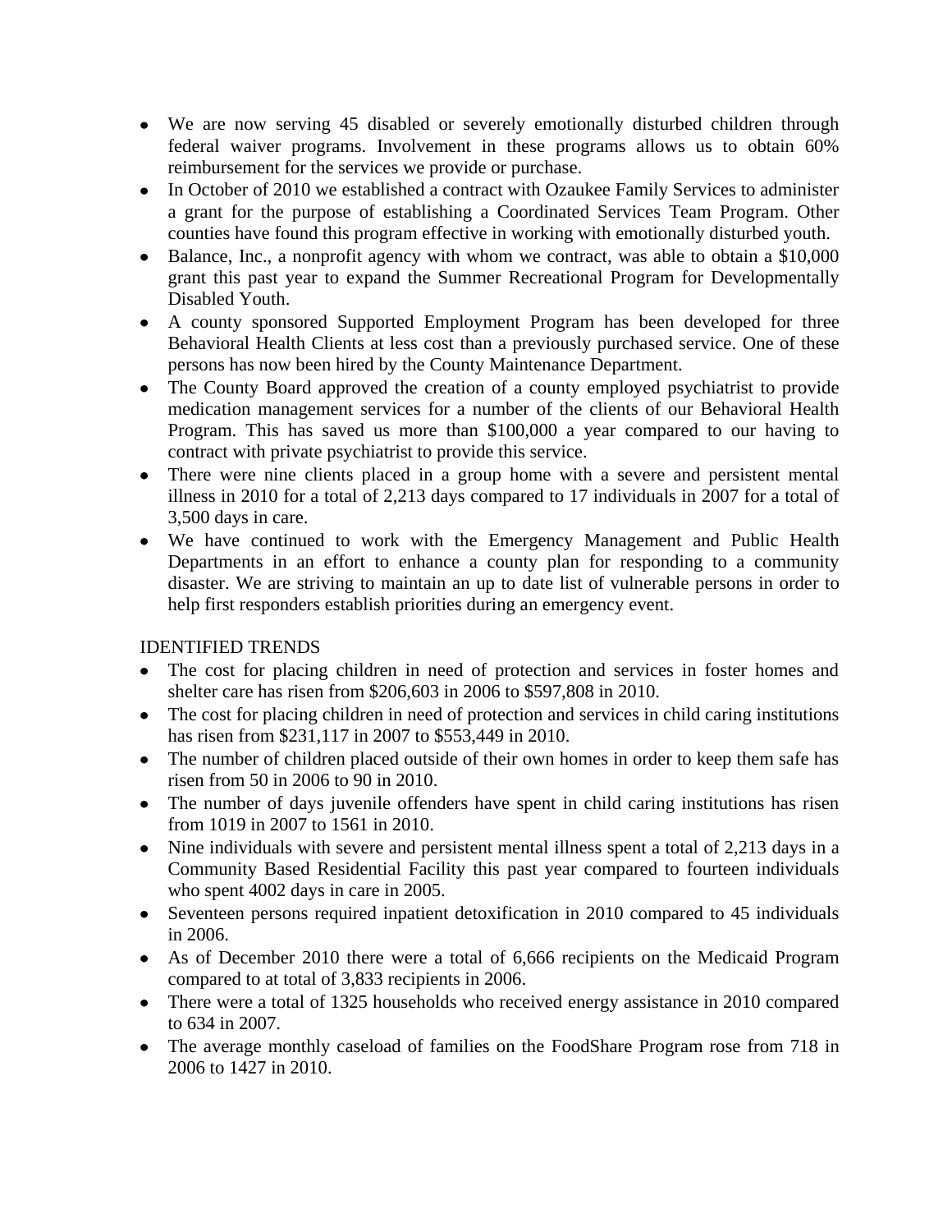- We are now serving 45 disabled or severely emotionally disturbed children through federal waiver programs. Involvement in these programs allows us to obtain 60% reimbursement for the services we provide or purchase.
- In October of 2010 we established a contract with Ozaukee Family Services to administer a grant for the purpose of establishing a Coordinated Services Team Program. Other counties have found this program effective in working with emotionally disturbed youth.
- Balance, Inc., a nonprofit agency with whom we contract, was able to obtain a $10,000 grant this past year to expand the Summer Recreational Program for Developmentally Disabled Youth.
- A county sponsored Supported Employment Program has been developed for three Behavioral Health Clients at less cost than a previously purchased service. One of these persons has now been hired by the County Maintenance Department.
- The County Board approved the creation of a county employed psychiatrist to provide medication management services for a number of the clients of our Behavioral Health Program. This has saved us more than $100,000 a year compared to our having to contract with private psychiatrist to provide this service.
- There were nine clients placed in a group home with a severe and persistent mental illness in 2010 for a total of 2,213 days compared to 17 individuals in 2007 for a total of 3,500 days in care.
- We have continued to work with the Emergency Management and Public Health Departments in an effort to enhance a county plan for responding to a community disaster. We are striving to maintain an up to date list of vulnerable persons in order to help first responders establish priorities during an emergency event.

IDENTIFIED TRENDS

- The cost for placing children in need of protection and services in foster homes and shelter care has risen from $206,603 in 2006 to $597,808 in 2010.
- The cost for placing children in need of protection and services in child caring institutions has risen from $231,117 in 2007 to $553,449 in 2010.
- The number of children placed outside of their own homes in order to keep them safe has risen from 50 in 2006 to 90 in 2010.
- The number of days juvenile offenders have spent in child caring institutions has risen from 1019 in 2007 to 1561 in 2010.
- Nine individuals with severe and persistent mental illness spent a total of 2,213 days in a Community Based Residential Facility this past year compared to fourteen individuals who spent 4002 days in care in 2005.
- Seventeen persons required inpatient detoxification in 2010 compared to 45 individuals in 2006.
- As of December 2010 there were a total of 6,666 recipients on the Medicaid Program compared to at total of 3,833 recipients in 2006.
- There were a total of 1325 households who received energy assistance in 2010 compared to 634 in 2007.
- The average monthly caseload of families on the FoodShare Program rose from 718 in 2006 to 1427 in 2010.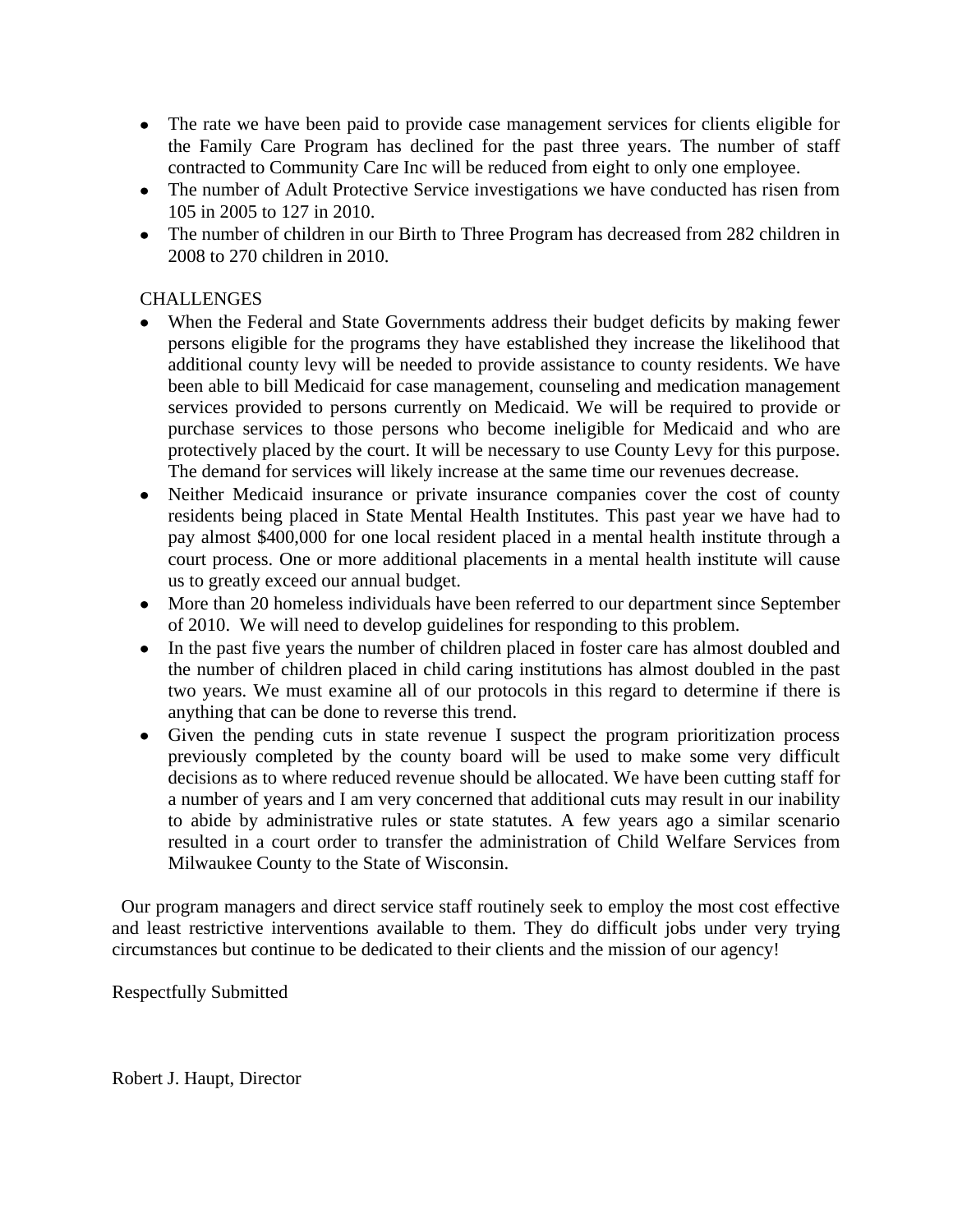- The rate we have been paid to provide case management services for clients eligible for the Family Care Program has declined for the past three years. The number of staff contracted to Community Care Inc will be reduced from eight to only one employee.
- The number of Adult Protective Service investigations we have conducted has risen from 105 in 2005 to 127 in 2010.
- The number of children in our Birth to Three Program has decreased from 282 children in 2008 to 270 children in 2010.

CHALLENGES

- When the Federal and State Governments address their budget deficits by making fewer persons eligible for the programs they have established they increase the likelihood that additional county levy will be needed to provide assistance to county residents. We have been able to bill Medicaid for case management, counseling and medication management services provided to persons currently on Medicaid. We will be required to provide or purchase services to those persons who become ineligible for Medicaid and who are protectively placed by the court. It will be necessary to use County Levy for this purpose. The demand for services will likely increase at the same time our revenues decrease.
- Neither Medicaid insurance or private insurance companies cover the cost of county residents being placed in State Mental Health Institutes. This past year we have had to pay almost $400,000 for one local resident placed in a mental health institute through a court process. One or more additional placements in a mental health institute will cause us to greatly exceed our annual budget.
- More than 20 homeless individuals have been referred to our department since September of 2010. We will need to develop guidelines for responding to this problem.
- In the past five years the number of children placed in foster care has almost doubled and the number of children placed in child caring institutions has almost doubled in the past two years. We must examine all of our protocols in this regard to determine if there is anything that can be done to reverse this trend.
- Given the pending cuts in state revenue I suspect the program prioritization process previously completed by the county board will be used to make some very difficult decisions as to where reduced revenue should be allocated. We have been cutting staff for a number of years and I am very concerned that additional cuts may result in our inability to abide by administrative rules or state statutes. A few years ago a similar scenario resulted in a court order to transfer the administration of Child Welfare Services from Milwaukee County to the State of Wisconsin.

Our program managers and direct service staff routinely seek to employ the most cost effective and least restrictive interventions available to them. They do difficult jobs under very trying circumstances but continue to be dedicated to their clients and the mission of our agency!

Respectfully Submitted

Robert J. Haupt, Director